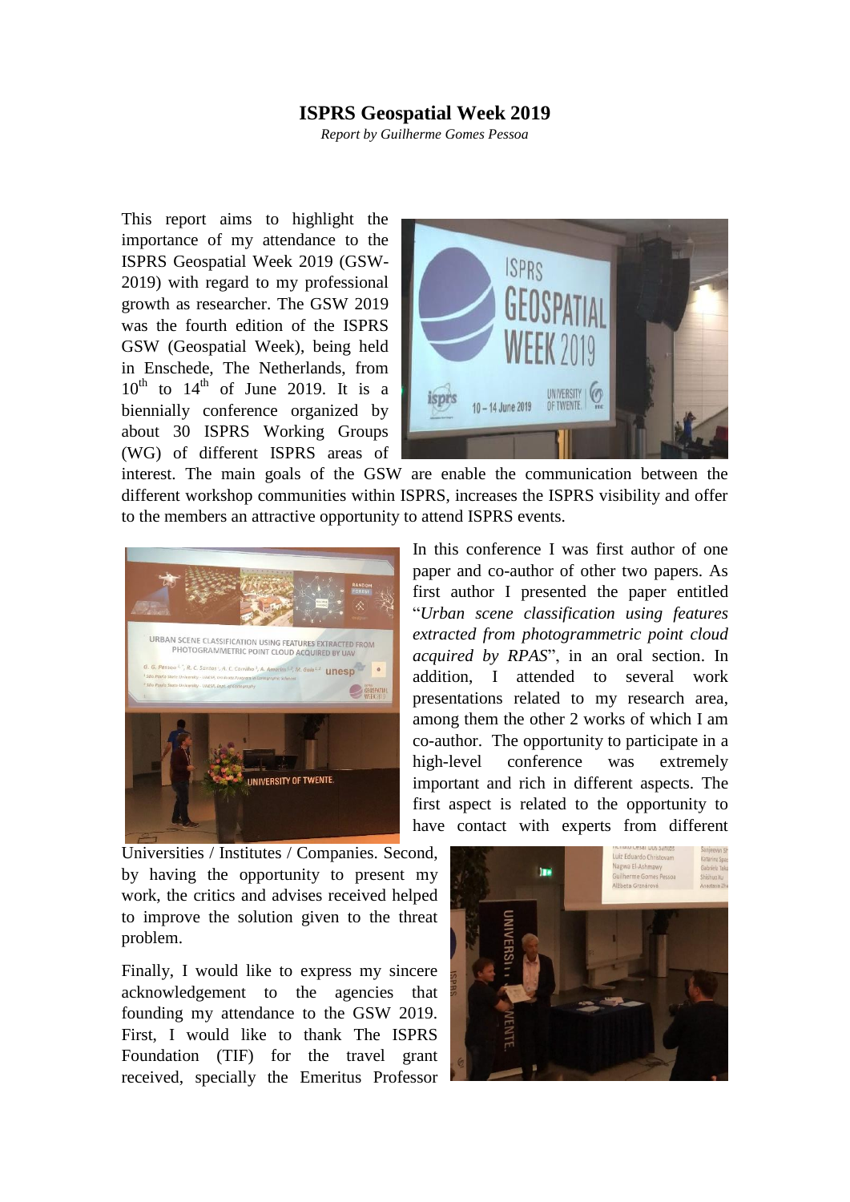# ISPRS Geospatial Week 2019

*Report by Guilherme Gomes Pessoa*

This report aims to highlight the importance of my attendance to the ISPRS Geospatial Week 2019 (GSW-2019) with regard to my professional growth as researcher. The GSW 2019 was the fourth edition of the ISPRS GSW (Geospatial Week), being held in Enschede, The Netherlands, from $10^{th}$ to $14^{th}$ of June 2019. It is a biennially conference organized by about 30 ISPRS Working Groups (WG) of different ISPRS areas of interest. The main goals of the GSW are enable the communication between the different workshop communities within ISPRS, increases the ISPRS visibility and offer to the members an attractive opportunity to attend ISPRS events.

In this conference I was first author of one paper and co-author of other two papers. As first author I presented the paper entitled "*Urban scene classification using features extracted from photogrammetric point cloud acquired by RPAS*", in an oral section. In addition, I attended to several work presentations related to my research area, among them the other 2 works of which I am co-author. The opportunity to participate in a high-level conference was extremely important and rich in different aspects. The first aspect is related to the opportunity to have contact with experts from different Universities / Institutes / Companies. Second, by having the opportunity to present my work, the critics and advises received helped to improve the solution given to the threat problem.

Finally, I would like to express my sincere acknowledgement to the agencies that founding my attendance to the GSW 2019. First, I would like to thank The ISPRS Foundation (TIF) for the travel grant received, specially the Emeritus Professor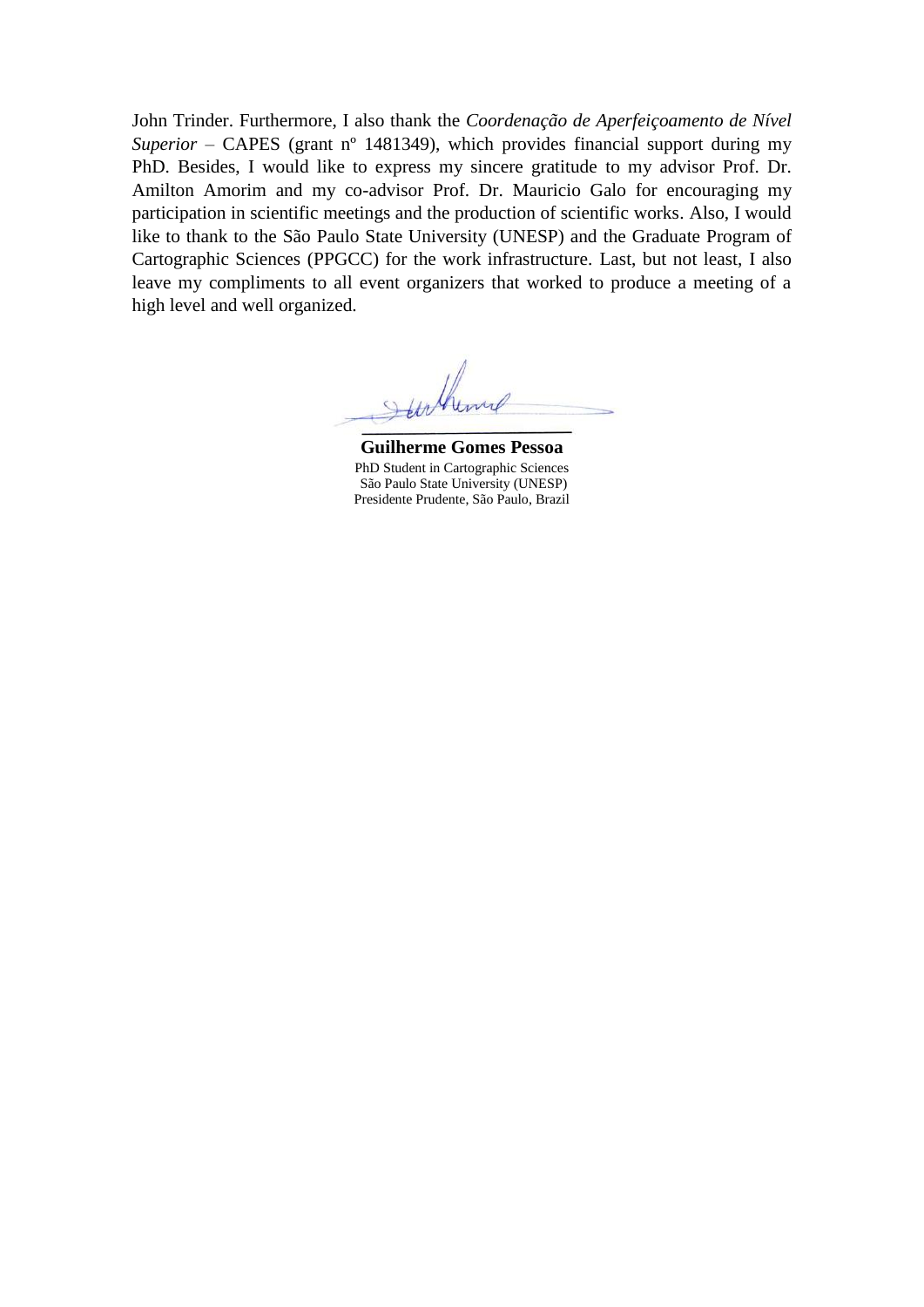John Trinder. Furthermore, I also thank the *Coordenação de Aperfeiçoamento de Nível Superior* – CAPES (grant nº 1481349), which provides financial support during my PhD. Besides, I would like to express my sincere gratitude to my advisor Prof. Dr. Amilton Amorim and my co-advisor Prof. Dr. Mauricio Galo for encouraging my participation in scientific meetings and the production of scientific works. Also, I would like to thank to the São Paulo State University (UNESP) and the Graduate Program of Cartographic Sciences (PPGCC) for the work infrastructure. Last, but not least, I also leave my compliments to all event organizers that worked to produce a meeting of a high level and well organized.

**Guilherme Gomes Pessoa**
PhD Student in Cartographic Sciences
São Paulo State University (UNESP)
Presidente Prudente, São Paulo, Brazil